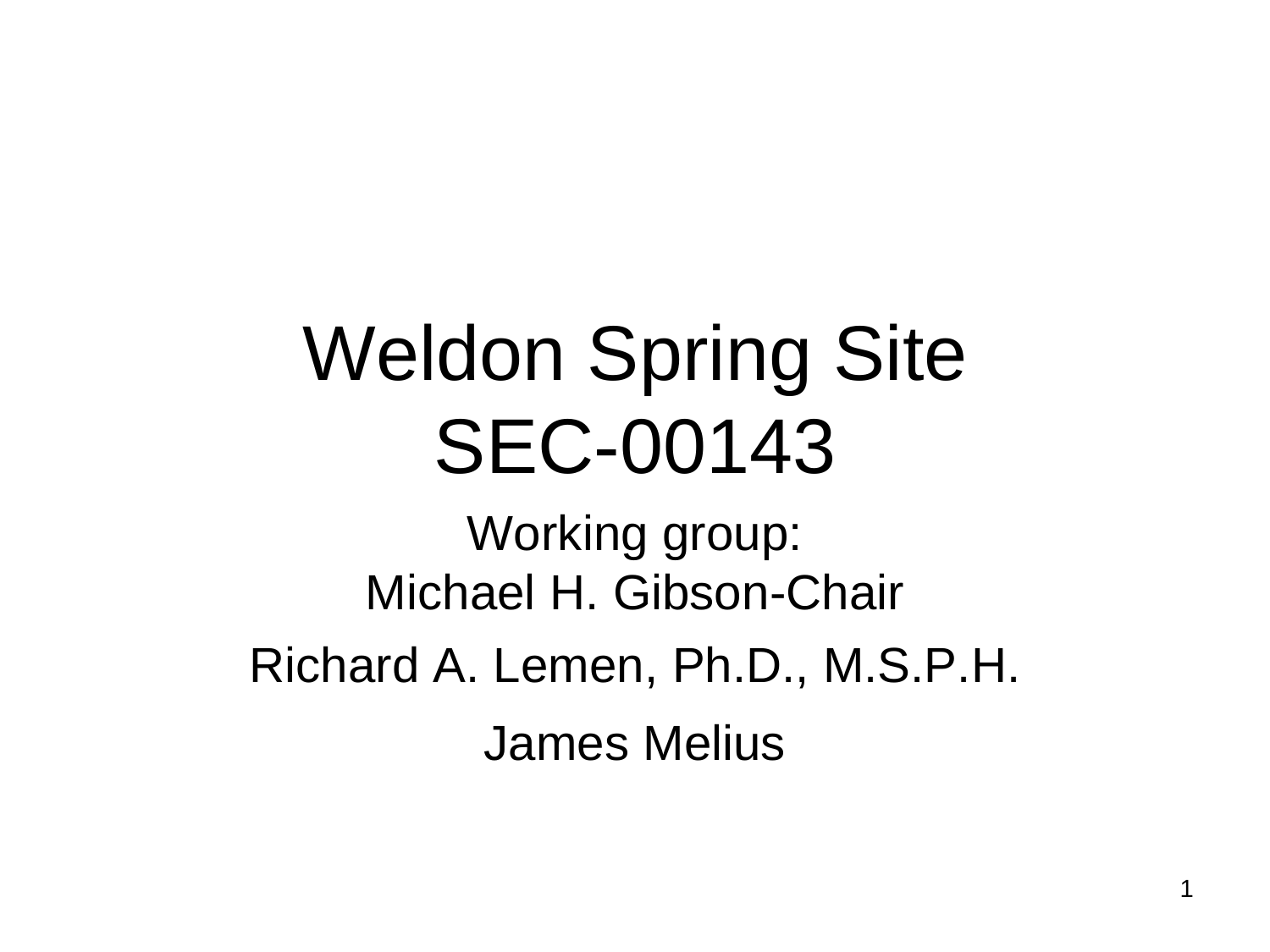# Weldon Spring Site
# SEC-00143

Working group:
Michael H. Gibson-Chair

Richard A. Lemen, Ph.D., M.S.P.H.

James Melius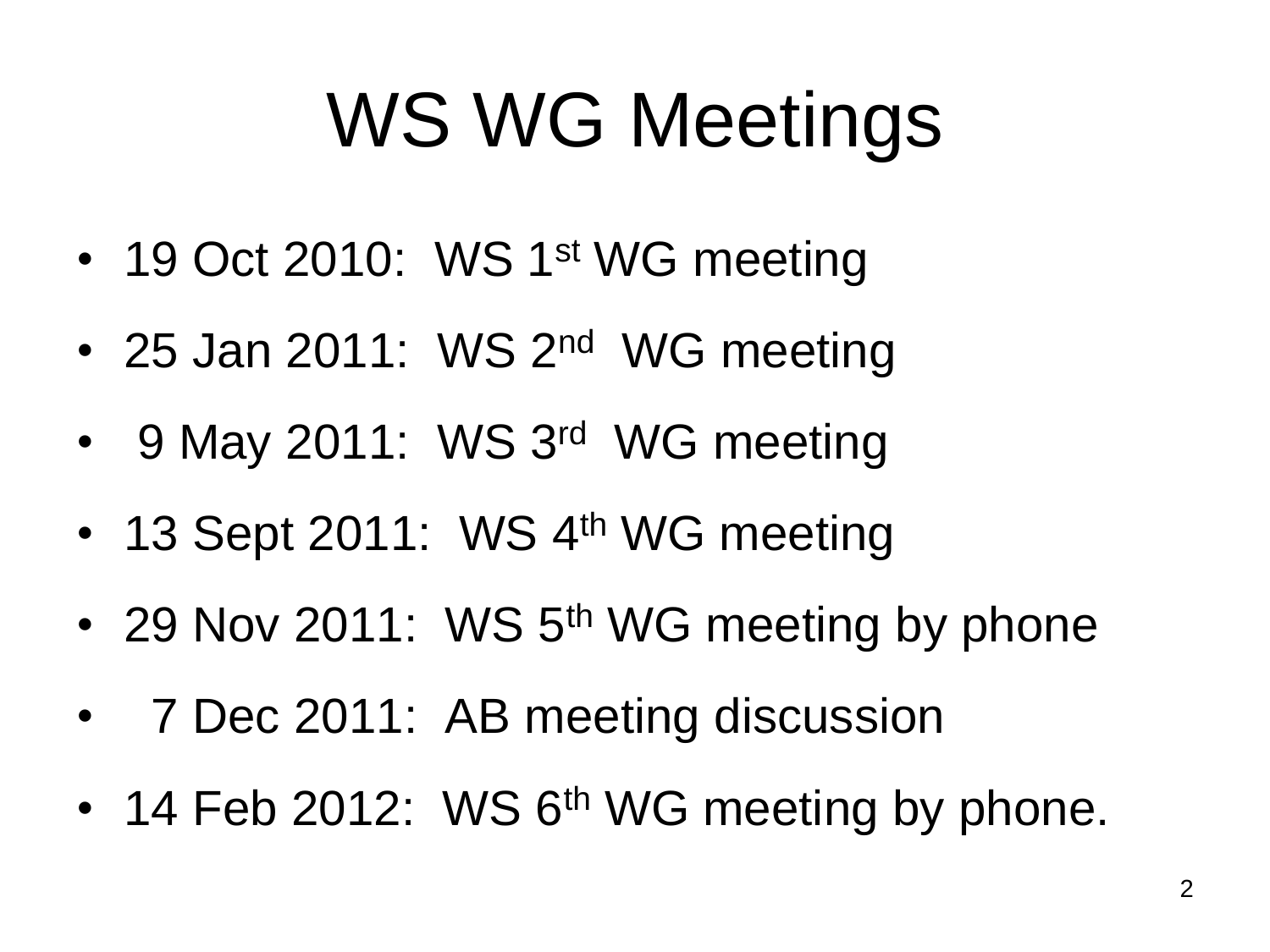# WS WG Meetings

- 19 Oct 2010: WS 1st WG meeting
- 25 Jan 2011: WS 2nd WG meeting
- 9 May 2011: WS 3rd WG meeting
- 13 Sept 2011: WS 4th WG meeting
- 29 Nov 2011: WS 5th WG meeting by phone
- 7 Dec 2011: AB meeting discussion
- 14 Feb 2012: WS 6th WG meeting by phone.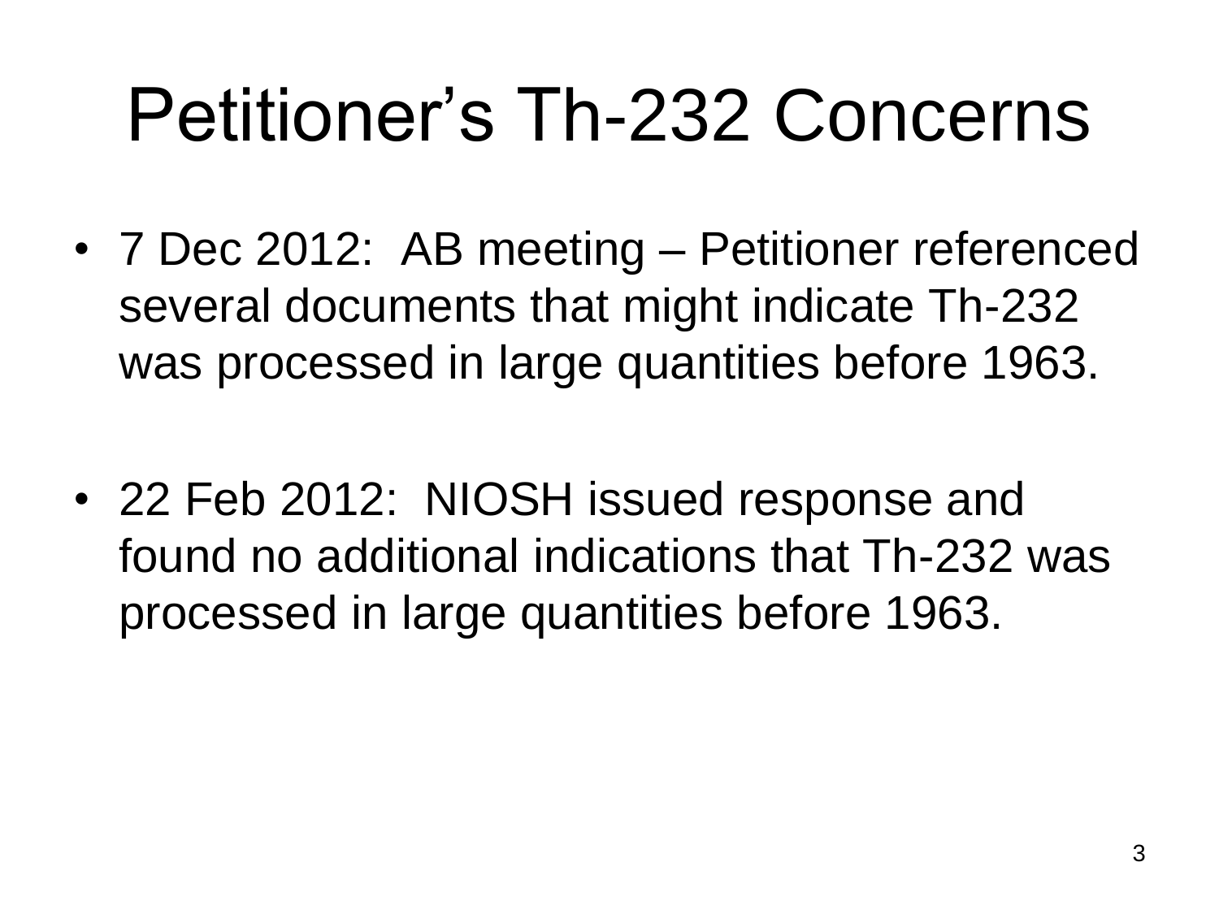# Petitioner's Th-232 Concerns

- 7 Dec 2012: AB meeting – Petitioner referenced several documents that might indicate Th-232 was processed in large quantities before 1963.

- 22 Feb 2012: NIOSH issued response and found no additional indications that Th-232 was processed in large quantities before 1963.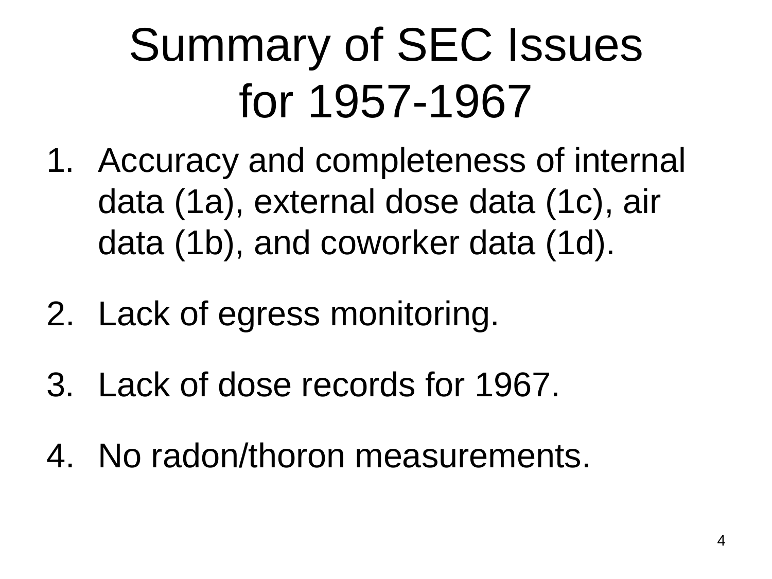# Summary of SEC Issues for 1957-1967

1. Accuracy and completeness of internal data (1a), external dose data (1c), air data (1b), and coworker data (1d).
2. Lack of egress monitoring.
3. Lack of dose records for 1967.
4. No radon/thoron measurements.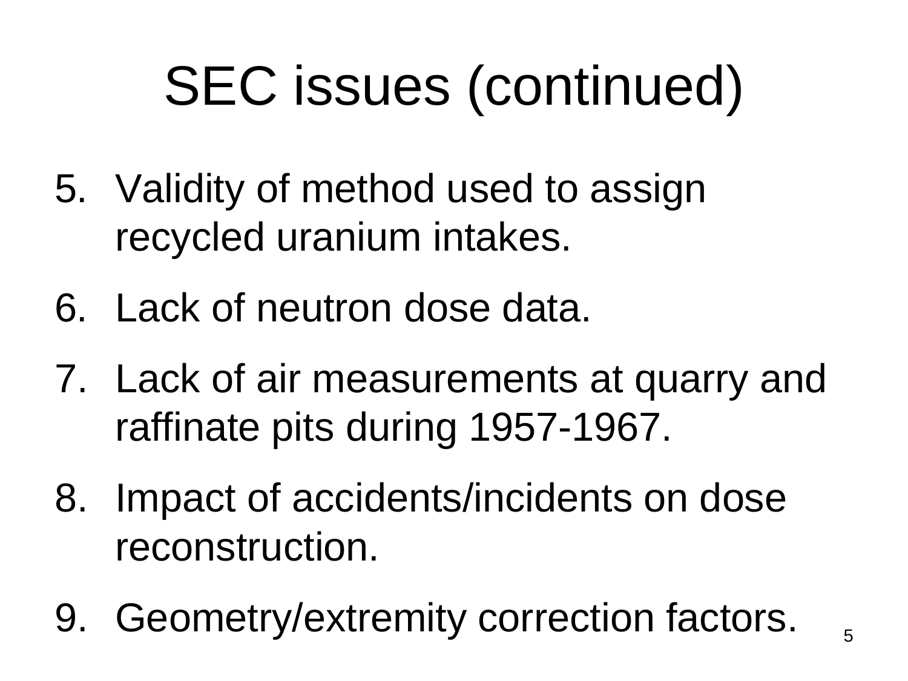# SEC issues (continued)

5. Validity of method used to assign recycled uranium intakes.
6. Lack of neutron dose data.
7. Lack of air measurements at quarry and raffinate pits during 1957-1967.
8. Impact of accidents/incidents on dose reconstruction.
9. Geometry/extremity correction factors.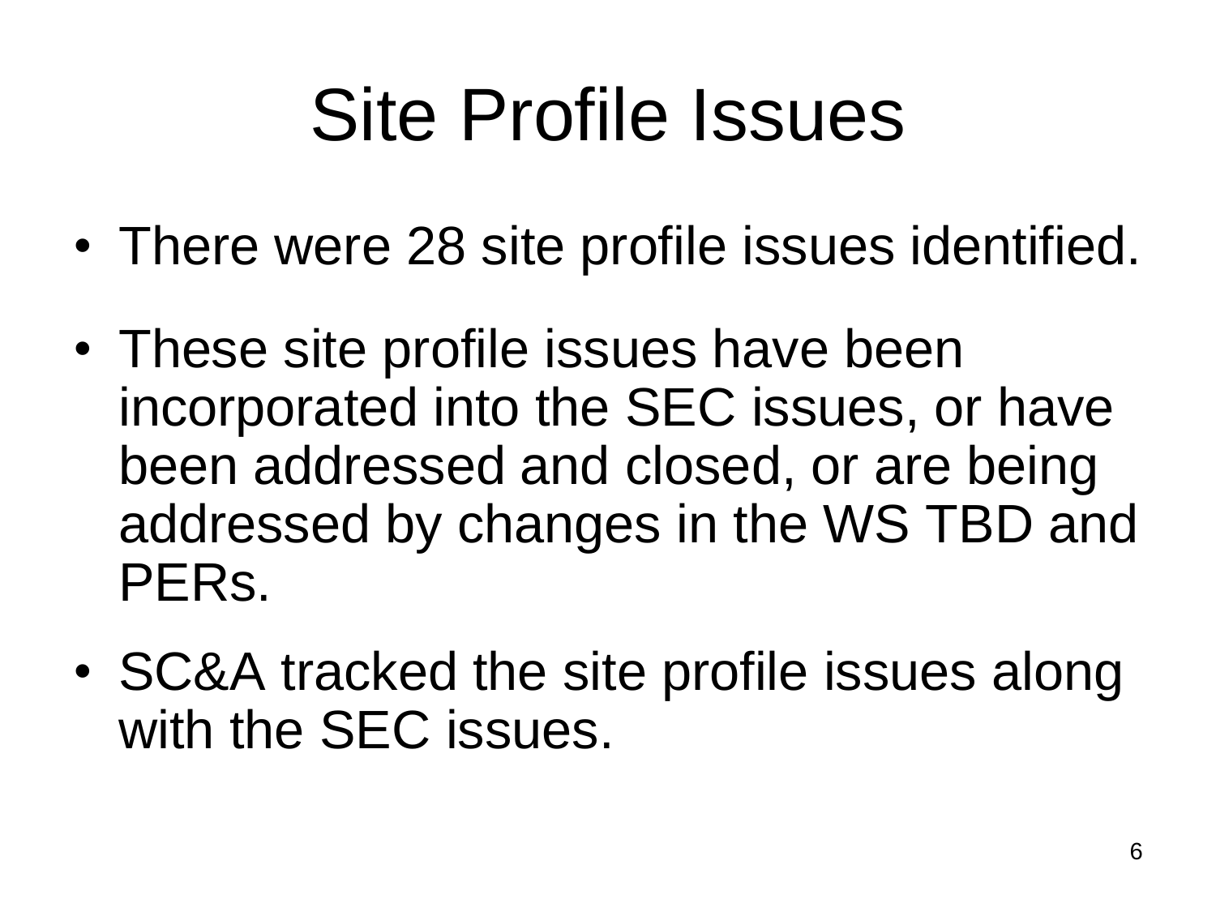# Site Profile Issues

- There were 28 site profile issues identified.
- These site profile issues have been incorporated into the SEC issues, or have been addressed and closed, or are being addressed by changes in the WS TBD and PERs.
- SC&A tracked the site profile issues along with the SEC issues.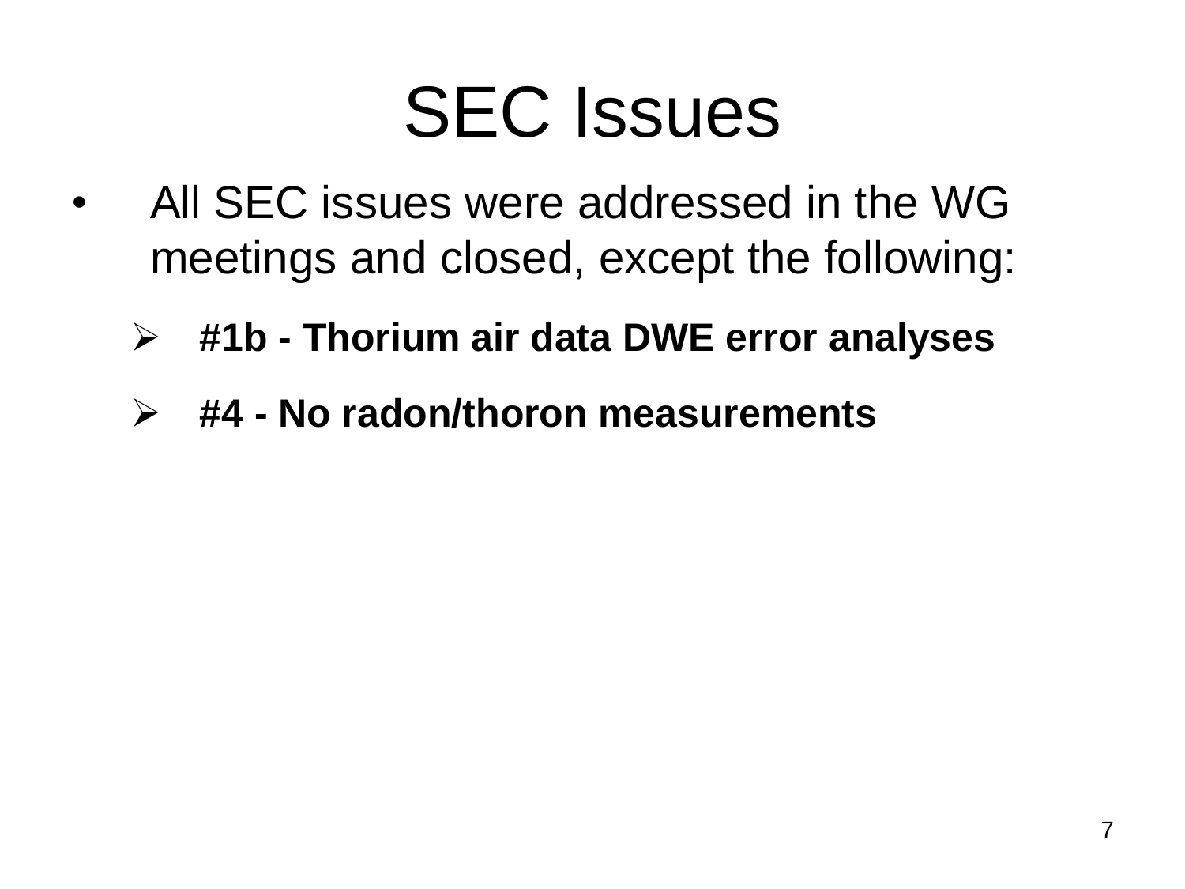# SEC Issues

- All SEC issues were addressed in the WG meetings and closed, except the following:
  - **#1b - Thorium air data DWE error analyses**
  - **#4 - No radon/thoron measurements**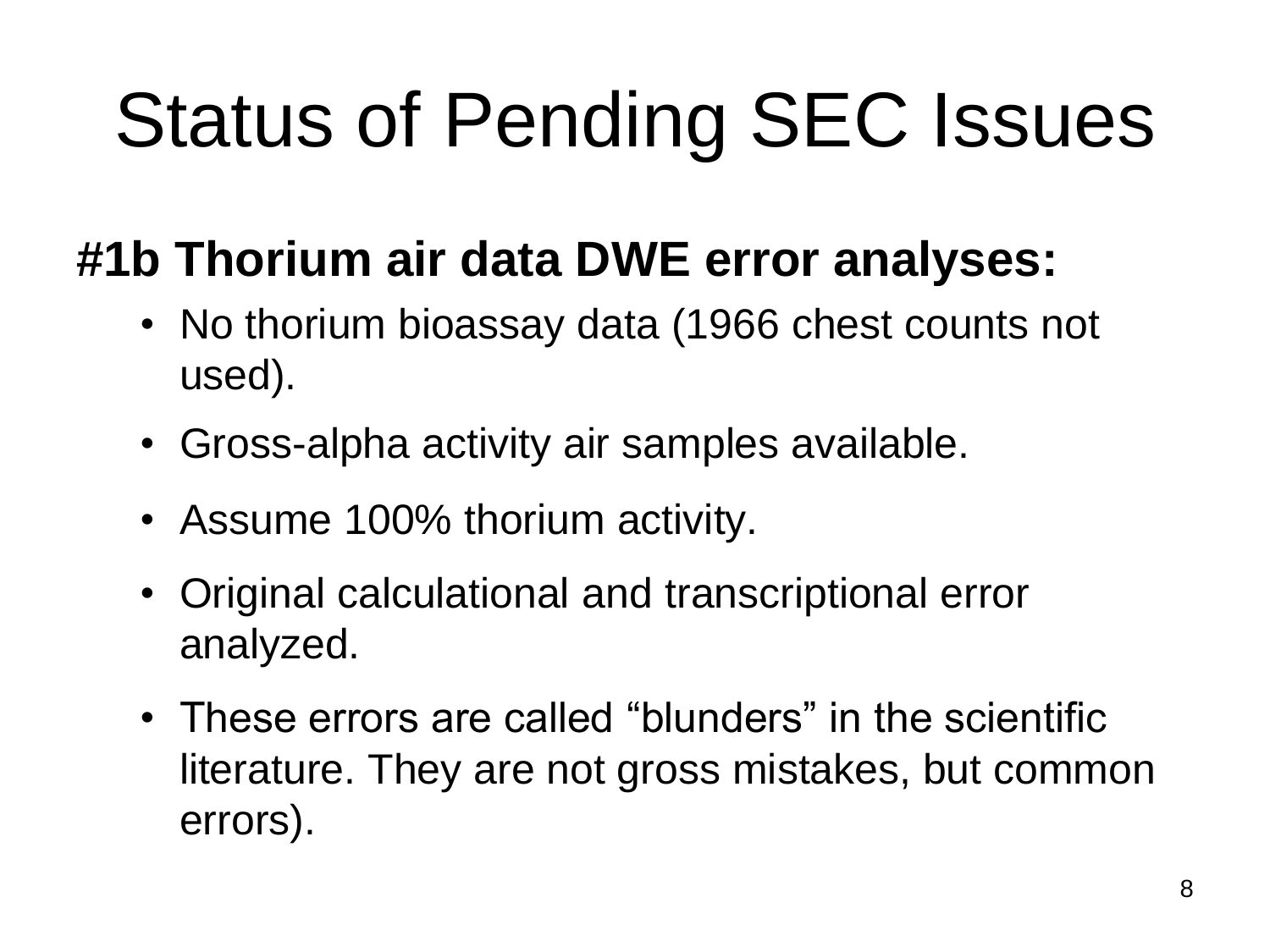# Status of Pending SEC Issues

**#1b Thorium air data DWE error analyses:**

- No thorium bioassay data (1966 chest counts not used).
- Gross-alpha activity air samples available.
- Assume 100% thorium activity.
- Original calculational and transcriptional error analyzed.
- These errors are called "blunders" in the scientific literature. They are not gross mistakes, but common errors).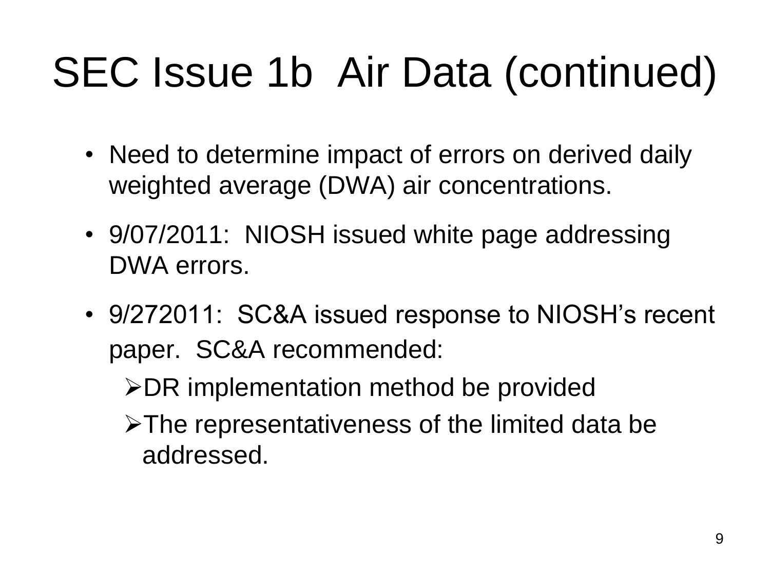# SEC Issue 1b Air Data (continued)

- Need to determine impact of errors on derived daily weighted average (DWA) air concentrations.
- 9/07/2011: NIOSH issued white page addressing DWA errors.
- 9/272011: SC&A issued response to NIOSH's recent paper. SC&A recommended:
  - DR implementation method be provided
  - The representativeness of the limited data be addressed.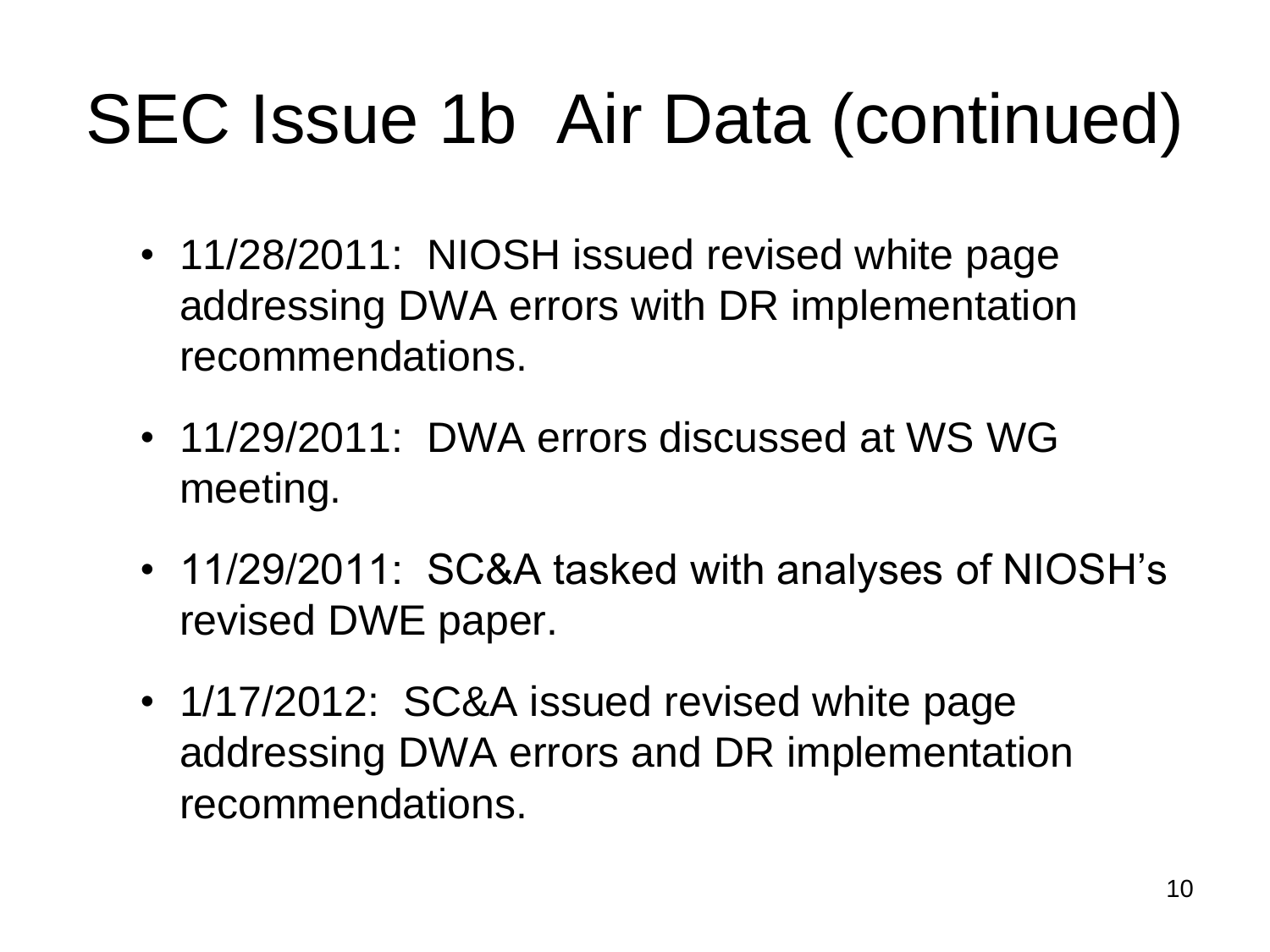# SEC Issue 1b Air Data (continued)

- 11/28/2011: NIOSH issued revised white page addressing DWA errors with DR implementation recommendations.
- 11/29/2011: DWA errors discussed at WS WG meeting.
- 11/29/2011: SC&A tasked with analyses of NIOSH's revised DWE paper.
- 1/17/2012: SC&A issued revised white page addressing DWA errors and DR implementation recommendations.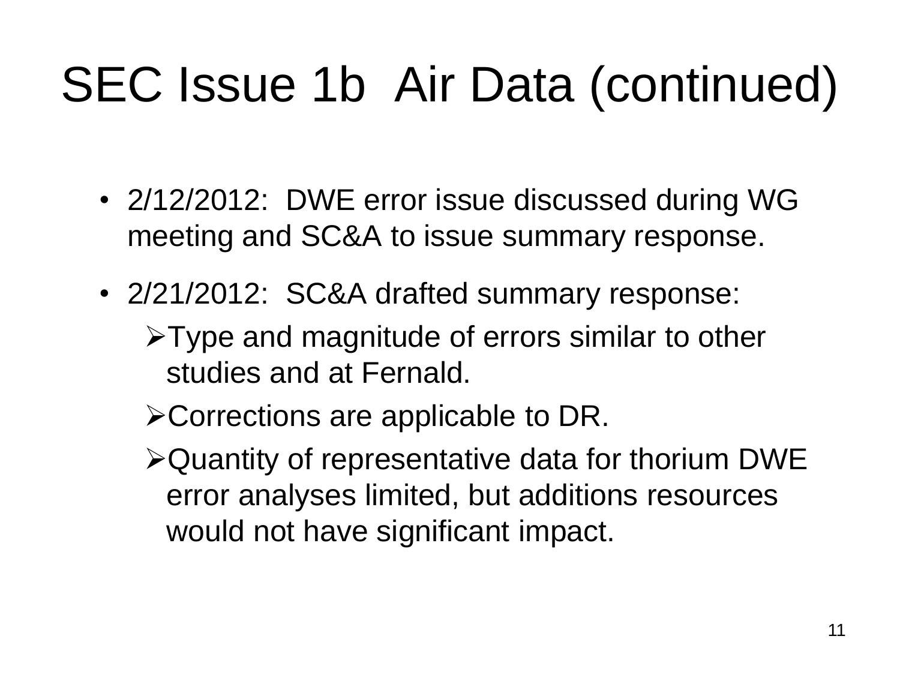# SEC Issue 1b Air Data (continued)

- 2/12/2012: DWE error issue discussed during WG meeting and SC&A to issue summary response.
- 2/21/2012: SC&A drafted summary response:
  - Type and magnitude of errors similar to other studies and at Fernald.
  - Corrections are applicable to DR.
  - Quantity of representative data for thorium DWE error analyses limited, but additions resources would not have significant impact.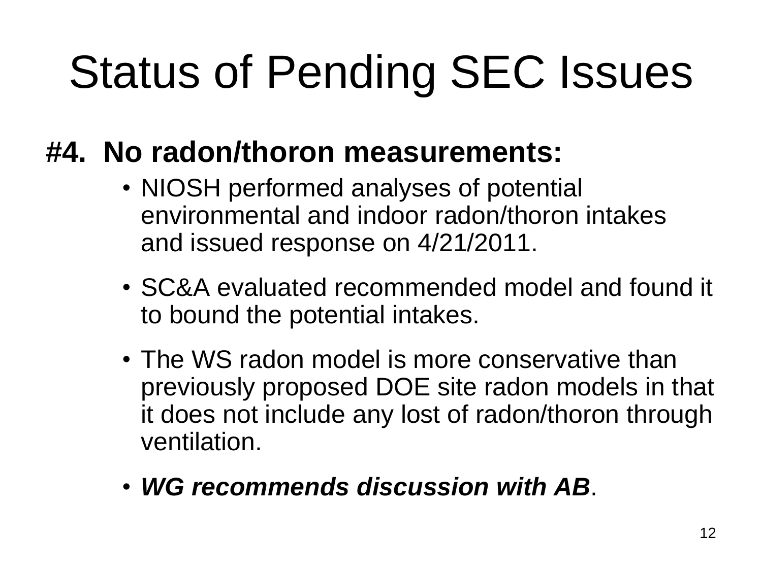# Status of Pending SEC Issues

**#4. No radon/thoron measurements:**

- NIOSH performed analyses of potential environmental and indoor radon/thoron intakes and issued response on 4/21/2011.
- SC&A evaluated recommended model and found it to bound the potential intakes.
- The WS radon model is more conservative than previously proposed DOE site radon models in that it does not include any lost of radon/thoron through ventilation.
- ***WG recommends discussion with AB***.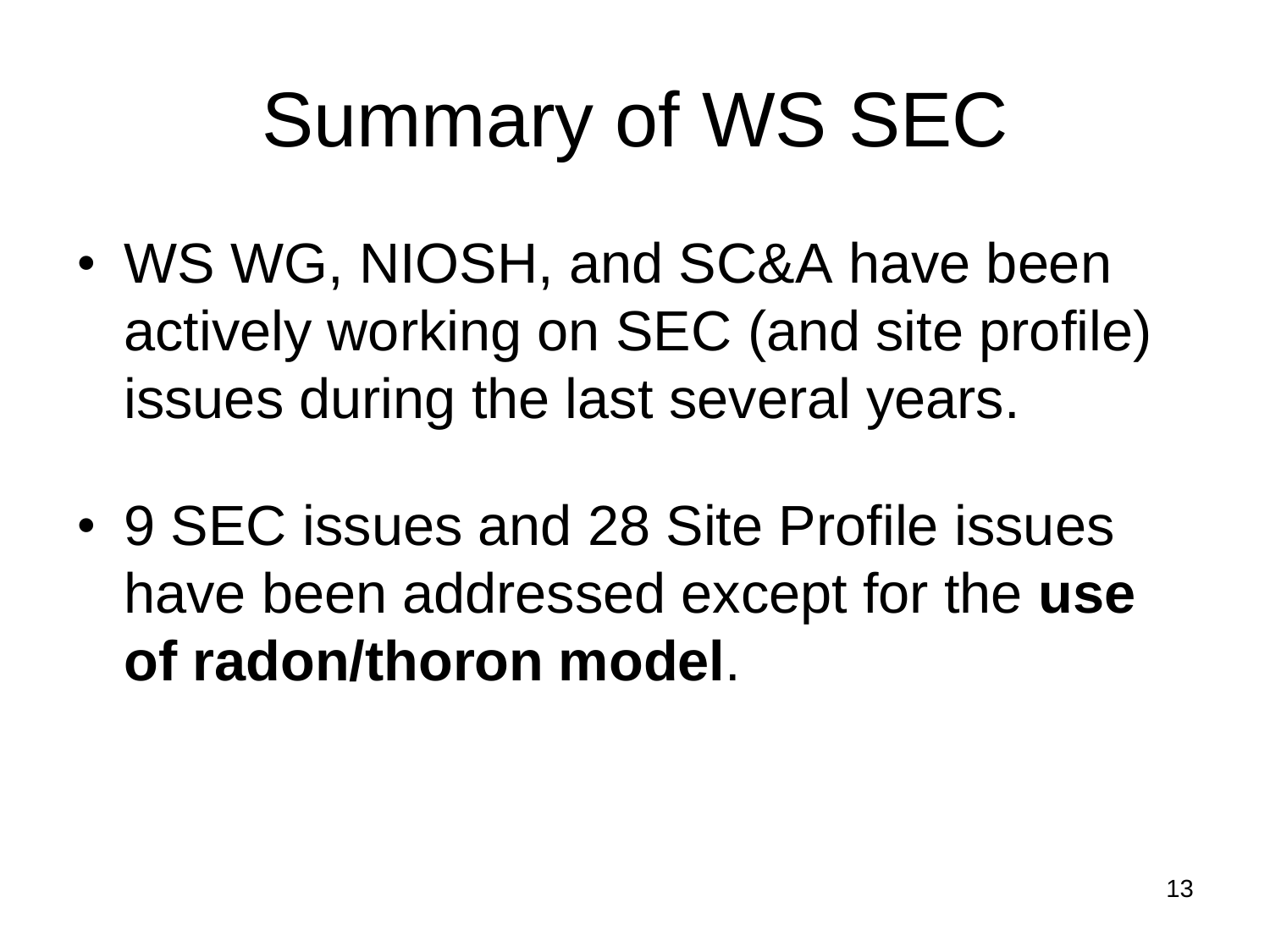# Summary of WS SEC

- WS WG, NIOSH, and SC&A have been actively working on SEC (and site profile) issues during the last several years.
- 9 SEC issues and 28 Site Profile issues have been addressed except for the **use of radon/thoron model**.